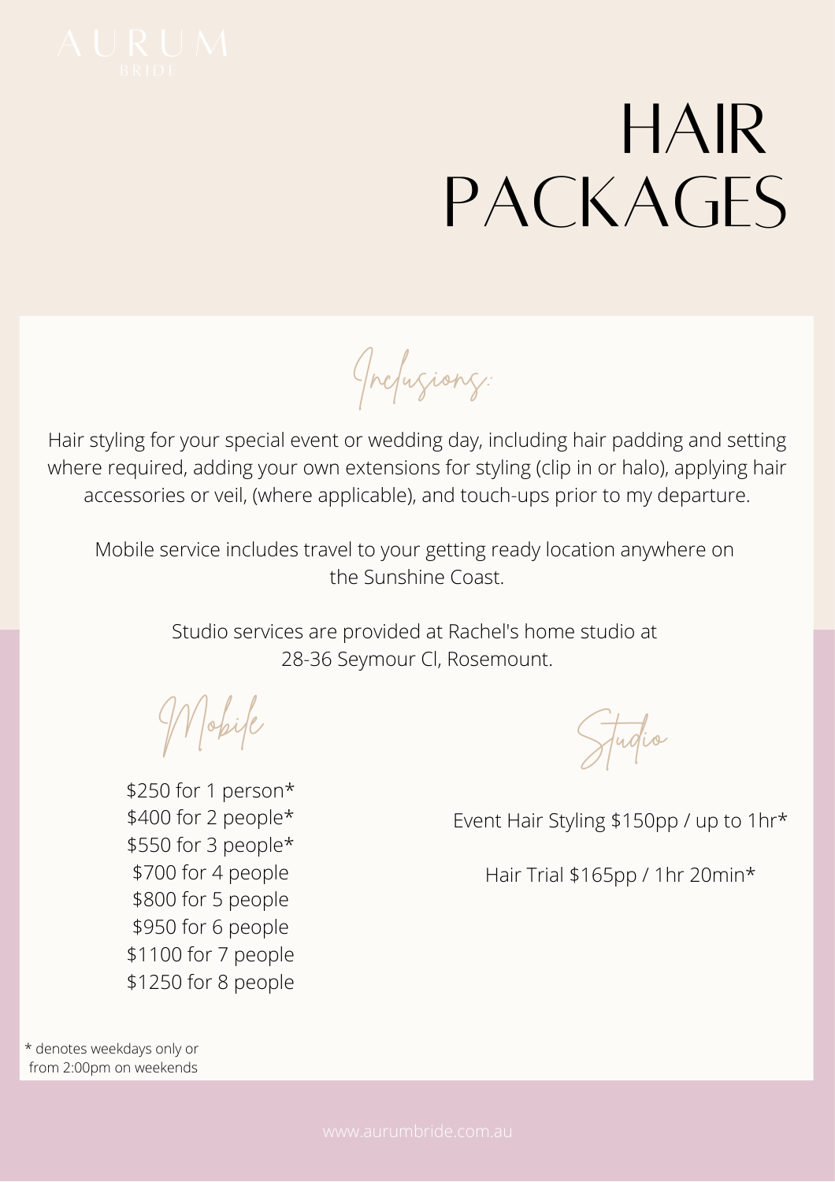AURUM
BRIDE

# HAIR PACKAGES

## Inclusions:

Hair styling for your special event or wedding day, including hair padding and setting where required, adding your own extensions for styling (clip in or halo), applying hair accessories or veil, (where applicable), and touch-ups prior to my departure.

Mobile service includes travel to your getting ready location anywhere on the Sunshine Coast.

Studio services are provided at Rachel's home studio at 28-36 Seymour Cl, Rosemount.

### Mobile

$250 for 1 person*
$400 for 2 people*
$550 for 3 people*
$700 for 4 people
$800 for 5 people
$950 for 6 people
$1100 for 7 people
$1250 for 8 people

### Studio

Event Hair Styling $150pp / up to 1hr*

Hair Trial $165pp / 1hr 20min*

* denotes weekdays only or from 2:00pm on weekends

www.aurumbride.com.au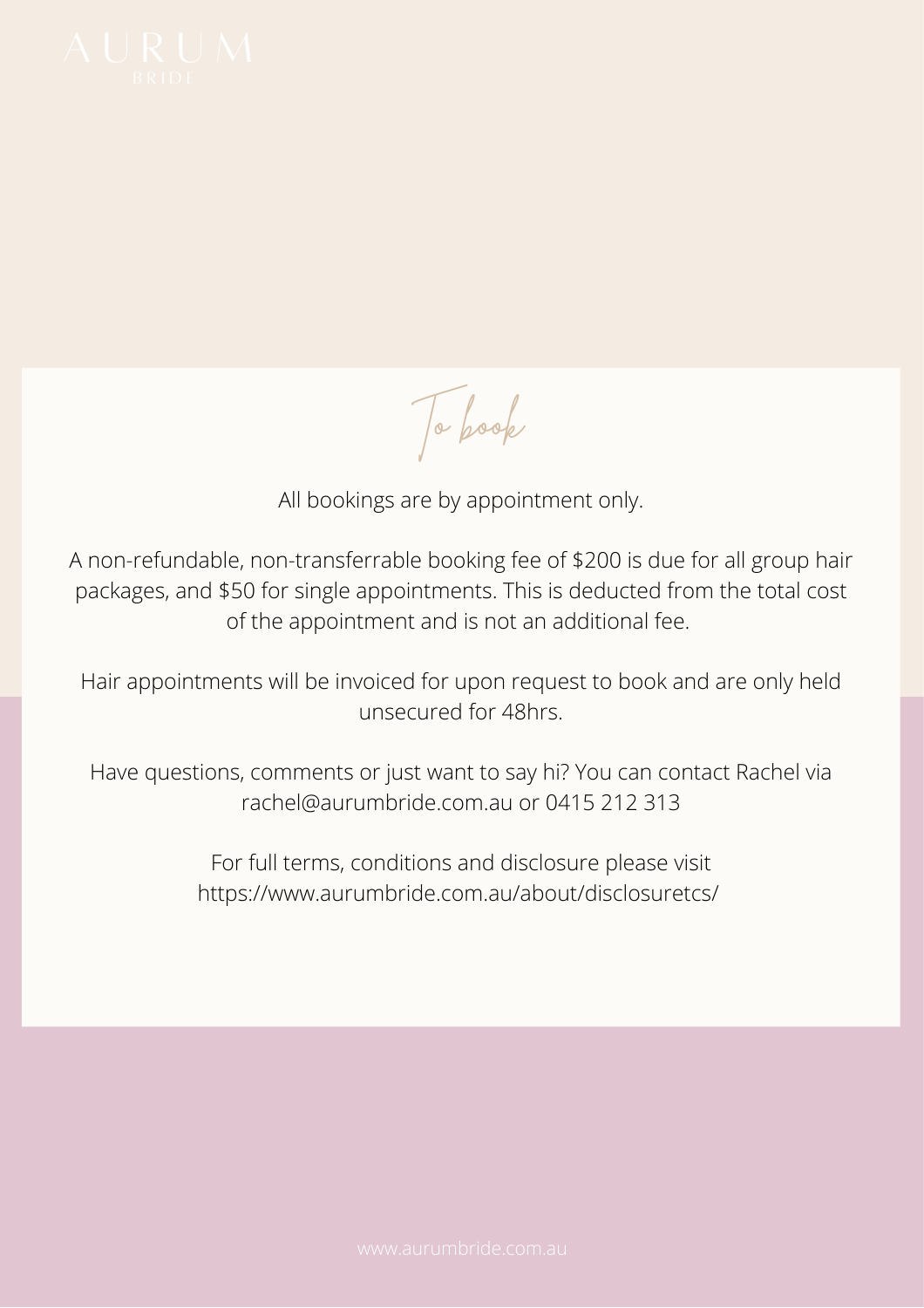AURUM

BRIDE

## To book

All bookings are by appointment only.

A non-refundable, non-transferrable booking fee of $200 is due for all group hair packages, and $50 for single appointments. This is deducted from the total cost of the appointment and is not an additional fee.

Hair appointments will be invoiced for upon request to book and are only held unsecured for 48hrs.

Have questions, comments or just want to say hi? You can contact Rachel via rachel@aurumbride.com.au or 0415 212 313

For full terms, conditions and disclosure please visit https://www.aurumbride.com.au/about/disclosuretcs/

www.aurumbride.com.au